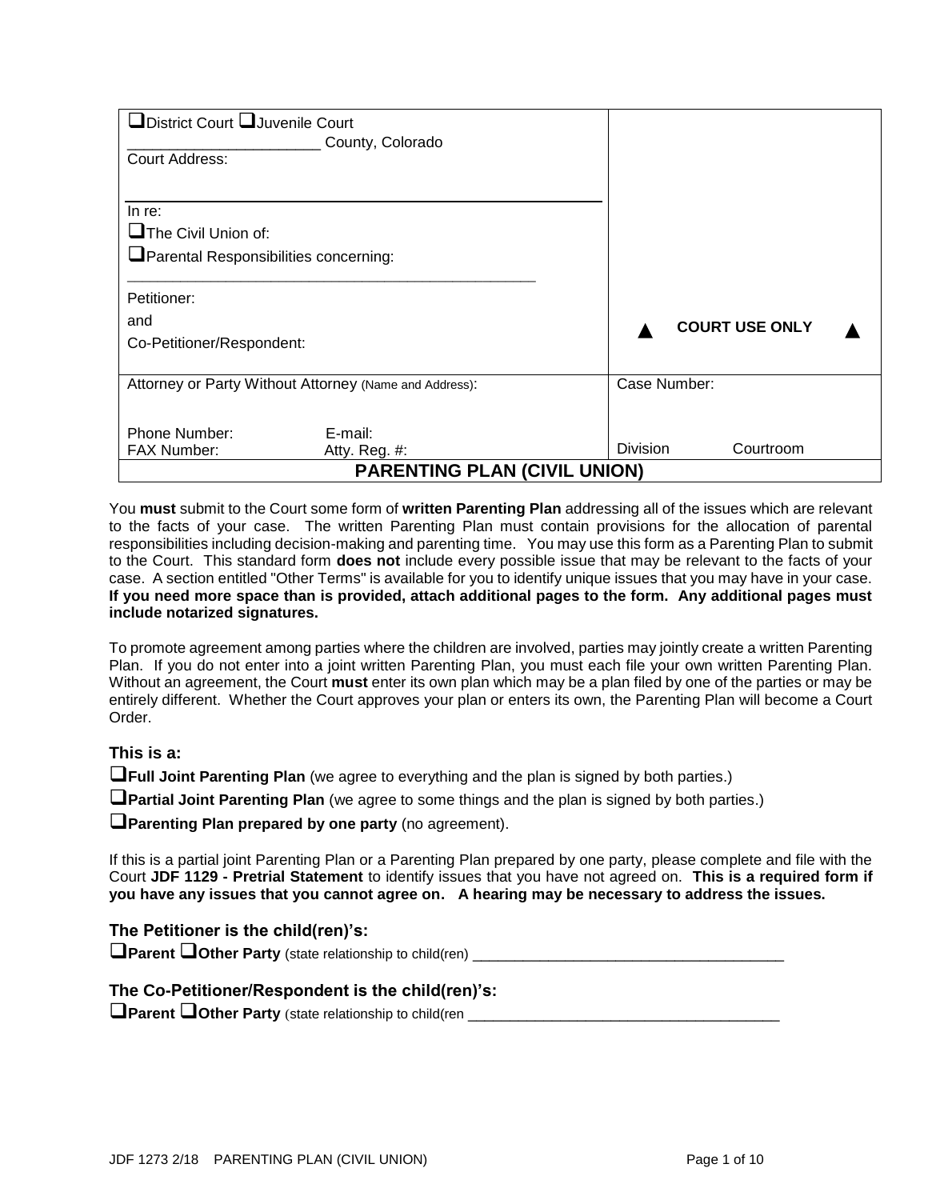| | |
|---|---|
| ☐District Court ☐Juvenile Court<br>_______________________ County, Colorado<br>Court Address: | |
| In re:<br>☐The Civil Union of:<br>☐Parental Responsibilities concerning:<br>_______________________________________________<br>Petitioner:<br>and<br>Co-Petitioner/Respondent: | ▲ COURT USE ONLY ▲ |
| Attorney or Party Without Attorney (Name and Address):<br><br>Phone Number: E-mail:<br>FAX Number: Atty. Reg. #: | Case Number:<br><br>Division Courtroom |

## PARENTING PLAN (CIVIL UNION)

You **must** submit to the Court some form of **written Parenting Plan** addressing all of the issues which are relevant to the facts of your case. The written Parenting Plan must contain provisions for the allocation of parental responsibilities including decision-making and parenting time. You may use this form as a Parenting Plan to submit to the Court. This standard form **does not** include every possible issue that may be relevant to the facts of your case. A section entitled "Other Terms" is available for you to identify unique issues that you may have in your case. **If you need more space than is provided, attach additional pages to the form. Any additional pages must include notarized signatures.**

To promote agreement among parties where the children are involved, parties may jointly create a written Parenting Plan. If you do not enter into a joint written Parenting Plan, you must each file your own written Parenting Plan. Without an agreement, the Court **must** enter its own plan which may be a plan filed by one of the parties or may be entirely different. Whether the Court approves your plan or enters its own, the Parenting Plan will become a Court Order.

### This is a:

☐**Full Joint Parenting Plan** (we agree to everything and the plan is signed by both parties.)

☐**Partial Joint Parenting Plan** (we agree to some things and the plan is signed by both parties.)

☐**Parenting Plan prepared by one party** (no agreement).

If this is a partial joint Parenting Plan or a Parenting Plan prepared by one party, please complete and file with the Court **JDF 1129 - Pretrial Statement** to identify issues that you have not agreed on. **This is a required form if you have any issues that you cannot agree on. A hearing may be necessary to address the issues.**

### The Petitioner is the child(ren)'s:

☐**Parent** ☐**Other Party** (state relationship to child(ren) _______________________________________

### The Co-Petitioner/Respondent is the child(ren)'s:

☐**Parent** ☐**Other Party** (state relationship to child(ren _______________________________________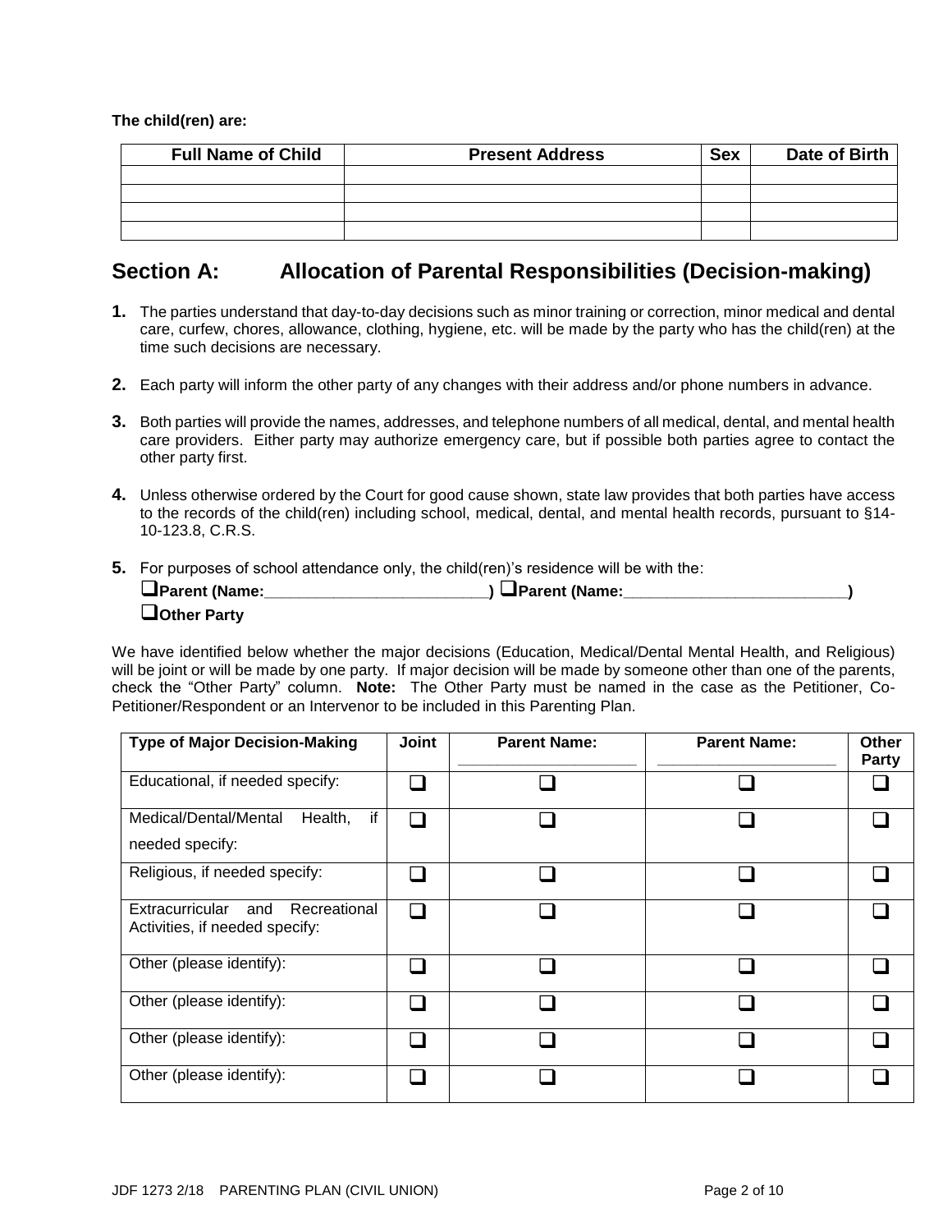**The child(ren) are:**

| Full Name of Child | Present Address | Sex | Date of Birth |
|---|---|---|---|
| | | | |
| | | | |
| | | | |
| | | | |

## Section A: Allocation of Parental Responsibilities (Decision-making)

**1.** The parties understand that day-to-day decisions such as minor training or correction, minor medical and dental care, curfew, chores, allowance, clothing, hygiene, etc. will be made by the party who has the child(ren) at the time such decisions are necessary.

**2.** Each party will inform the other party of any changes with their address and/or phone numbers in advance.

**3.** Both parties will provide the names, addresses, and telephone numbers of all medical, dental, and mental health care providers. Either party may authorize emergency care, but if possible both parties agree to contact the other party first.

**4.** Unless otherwise ordered by the Court for good cause shown, state law provides that both parties have access to the records of the child(ren) including school, medical, dental, and mental health records, pursuant to §14-10-123.8, C.R.S.

**5.** For purposes of school attendance only, the child(ren)'s residence will be with the:
❑**Parent (Name:__________________________)** ❑**Parent (Name:__________________________)**
❑**Other Party**

We have identified below whether the major decisions (Education, Medical/Dental Mental Health, and Religious) will be joint or will be made by one party. If major decision will be made by someone other than one of the parents, check the "Other Party" column. **Note:** The Other Party must be named in the case as the Petitioner, Co-Petitioner/Respondent or an Intervenor to be included in this Parenting Plan.

| Type of Major Decision-Making | Joint | Parent Name: ____________ | Parent Name: ____________ | Other Party |
|---|---|---|---|---|
| Educational, if needed specify: | ❑ | ❑ | ❑ | ❑ |
| Medical/Dental/Mental Health, if needed specify: | ❑ | ❑ | ❑ | ❑ |
| Religious, if needed specify: | ❑ | ❑ | ❑ | ❑ |
| Extracurricular and Recreational Activities, if needed specify: | ❑ | ❑ | ❑ | ❑ |
| Other (please identify): | ❑ | ❑ | ❑ | ❑ |
| Other (please identify): | ❑ | ❑ | ❑ | ❑ |
| Other (please identify): | ❑ | ❑ | ❑ | ❑ |
| Other (please identify): | ❑ | ❑ | ❑ | ❑ |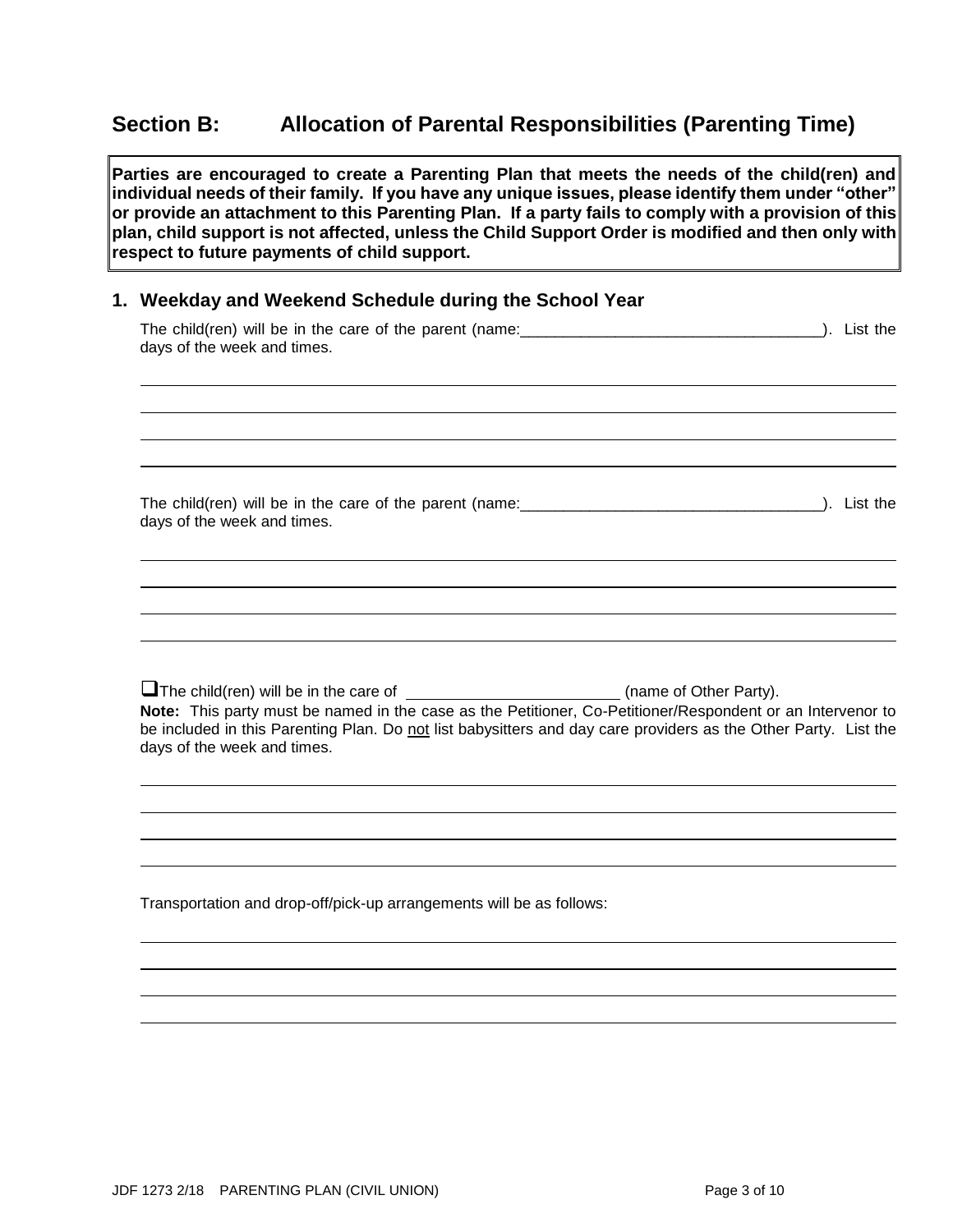## Section B: Allocation of Parental Responsibilities (Parenting Time)

**Parties are encouraged to create a Parenting Plan that meets the needs of the child(ren) and individual needs of their family. If you have any unique issues, please identify them under "other" or provide an attachment to this Parenting Plan. If a party fails to comply with a provision of this plan, child support is not affected, unless the Child Support Order is modified and then only with respect to future payments of child support.**

### 1. Weekday and Weekend Schedule during the School Year

The child(ren) will be in the care of the parent (name:___________________________________). List the days of the week and times.

______________________________________________________________________________

______________________________________________________________________________

______________________________________________________________________________

______________________________________________________________________________

The child(ren) will be in the care of the parent (name:___________________________________). List the days of the week and times.

______________________________________________________________________________

______________________________________________________________________________

______________________________________________________________________________

______________________________________________________________________________

❑The child(ren) will be in the care of ________________________ (name of Other Party).

**Note:** This party must be named in the case as the Petitioner, Co-Petitioner/Respondent or an Intervenor to be included in this Parenting Plan. Do not list babysitters and day care providers as the Other Party. List the days of the week and times.

______________________________________________________________________________

______________________________________________________________________________

______________________________________________________________________________

______________________________________________________________________________

Transportation and drop-off/pick-up arrangements will be as follows:

______________________________________________________________________________

______________________________________________________________________________

______________________________________________________________________________

______________________________________________________________________________

JDF 1273 2/18 PARENTING PLAN (CIVIL UNION)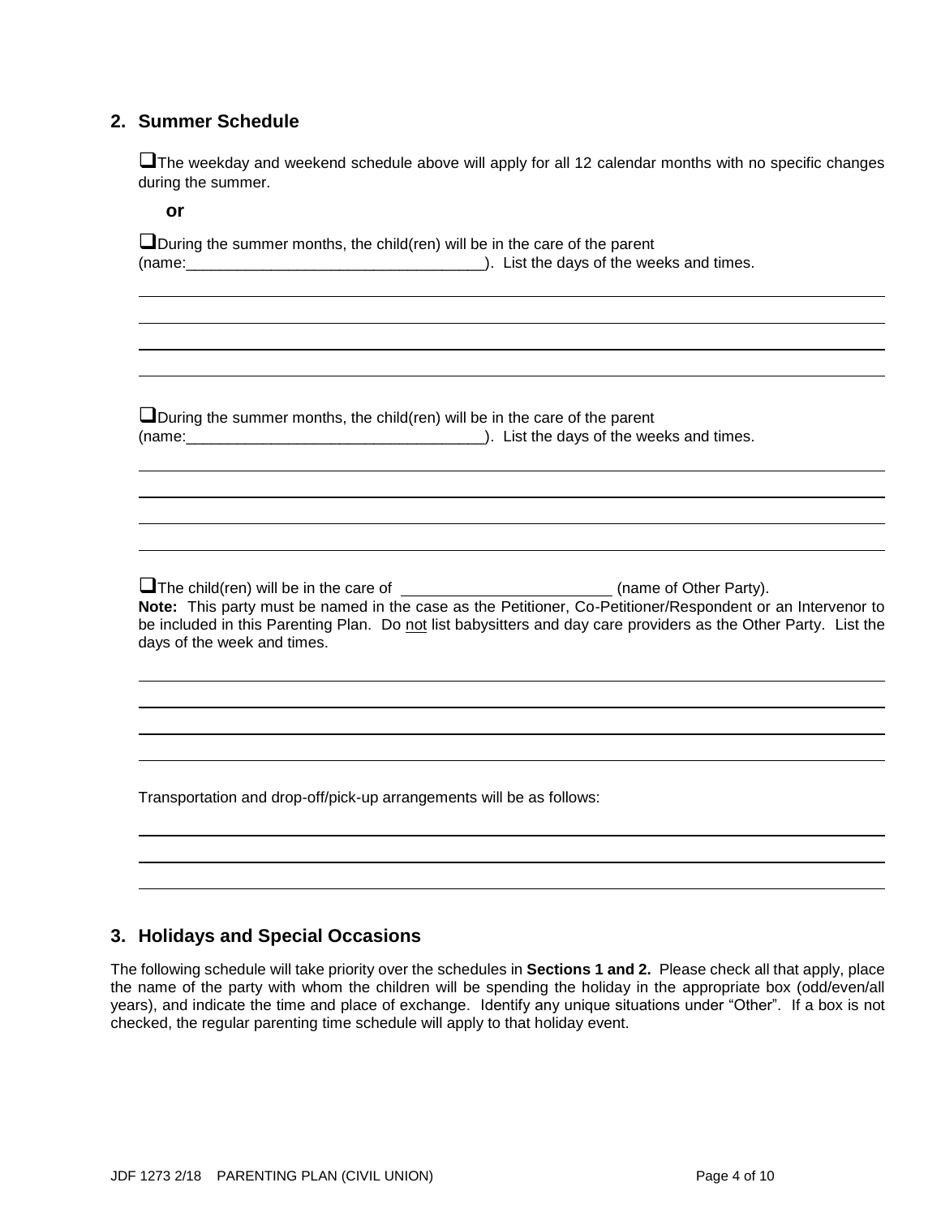## 2. Summer Schedule

☐The weekday and weekend schedule above will apply for all 12 calendar months with no specific changes during the summer.

**or**

☐During the summer months, the child(ren) will be in the care of the parent (name:___________________________________). List the days of the weeks and times.

____________________________________________________________________________

____________________________________________________________________________

____________________________________________________________________________

____________________________________________________________________________

☐During the summer months, the child(ren) will be in the care of the parent (name:___________________________________). List the days of the weeks and times.

____________________________________________________________________________

____________________________________________________________________________

____________________________________________________________________________

____________________________________________________________________________

☐The child(ren) will be in the care of ________________________ (name of Other Party).
**Note:** This party must be named in the case as the Petitioner, Co-Petitioner/Respondent or an Intervenor to be included in this Parenting Plan. Do not list babysitters and day care providers as the Other Party. List the days of the week and times.

____________________________________________________________________________

____________________________________________________________________________

____________________________________________________________________________

____________________________________________________________________________

Transportation and drop-off/pick-up arrangements will be as follows:

____________________________________________________________________________

____________________________________________________________________________

____________________________________________________________________________

## 3. Holidays and Special Occasions

The following schedule will take priority over the schedules in **Sections 1 and 2.** Please check all that apply, place the name of the party with whom the children will be spending the holiday in the appropriate box (odd/even/all years), and indicate the time and place of exchange. Identify any unique situations under "Other". If a box is not checked, the regular parenting time schedule will apply to that holiday event.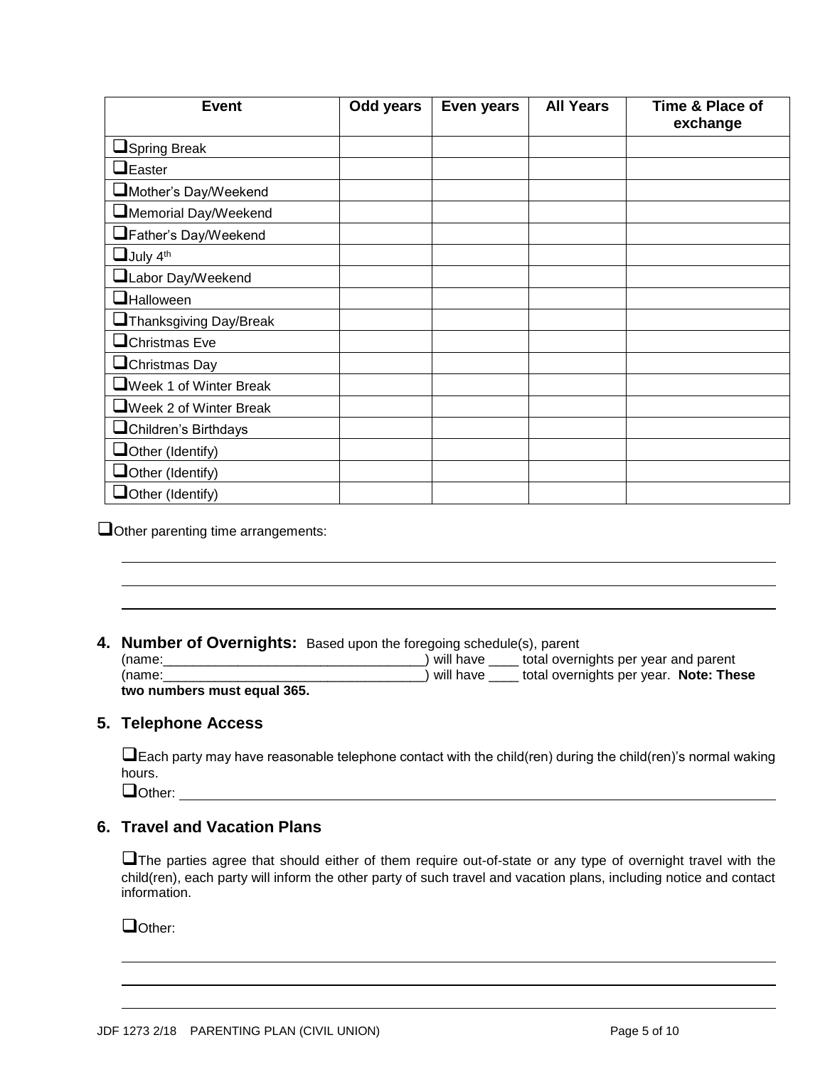| Event | Odd years | Even years | All Years | Time & Place of exchange |
|---|---|---|---|---|
| ❑Spring Break | | | | |
| ❑Easter | | | | |
| ❑Mother's Day/Weekend | | | | |
| ❑Memorial Day/Weekend | | | | |
| ❑Father's Day/Weekend | | | | |
| ❑July 4th | | | | |
| ❑Labor Day/Weekend | | | | |
| ❑Halloween | | | | |
| ❑Thanksgiving Day/Break | | | | |
| ❑Christmas Eve | | | | |
| ❑Christmas Day | | | | |
| ❑Week 1 of Winter Break | | | | |
| ❑Week 2 of Winter Break | | | | |
| ❑Children's Birthdays | | | | |
| ❑Other (Identify) | | | | |
| ❑Other (Identify) | | | | |
| ❑Other (Identify) | | | | |

❑Other parenting time arrangements:

______________________________________________________________________________

______________________________________________________________________________

______________________________________________________________________________

## 4. Number of Overnights:

Based upon the foregoing schedule(s), parent (name:___________________________________) will have ____ total overnights per year and parent (name:___________________________________) will have ____ total overnights per year. **Note: These two numbers must equal 365.**

## 5. Telephone Access

❑Each party may have reasonable telephone contact with the child(ren) during the child(ren)'s normal waking hours.

❑Other: ______________________________________________________________________

## 6. Travel and Vacation Plans

❑The parties agree that should either of them require out-of-state or any type of overnight travel with the child(ren), each party will inform the other party of such travel and vacation plans, including notice and contact information.

❑Other:

______________________________________________________________________________

______________________________________________________________________________

______________________________________________________________________________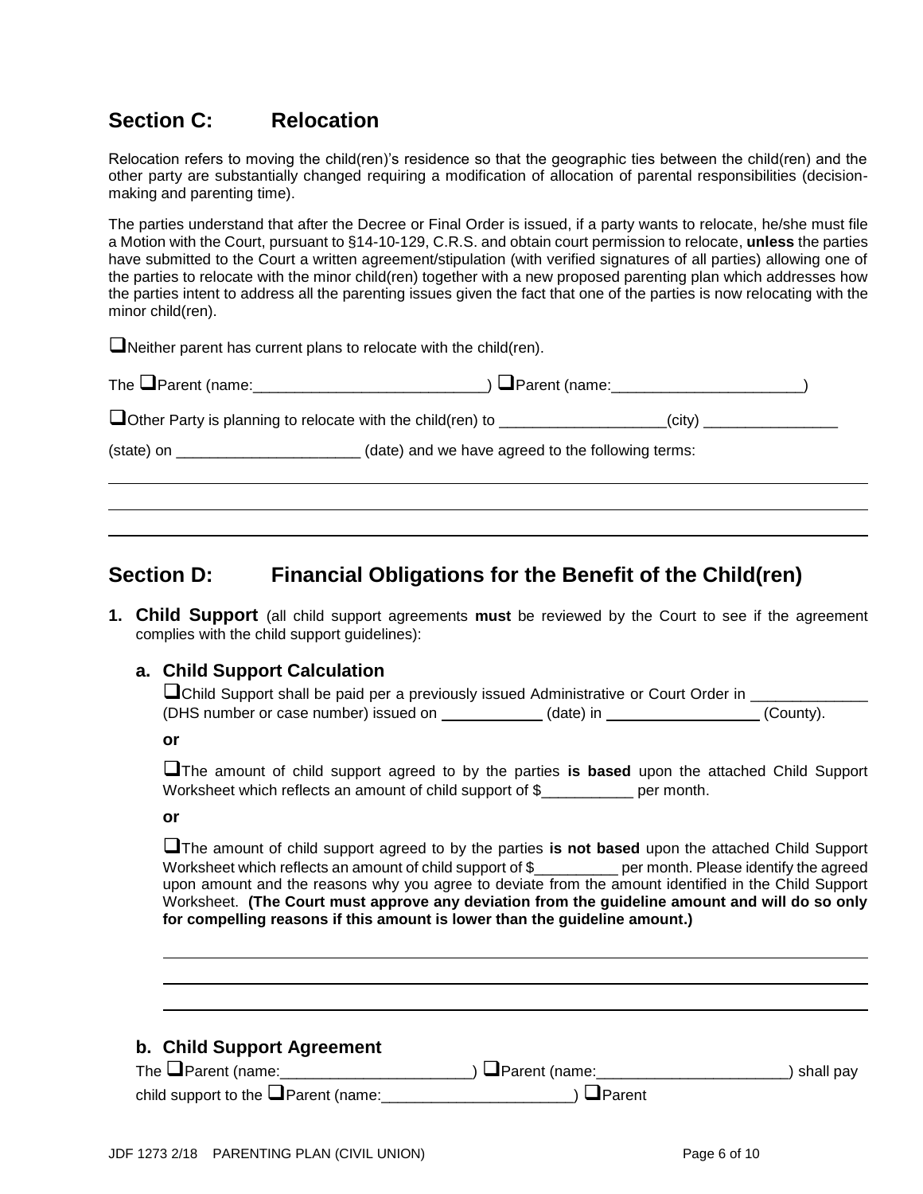## Section C: Relocation

Relocation refers to moving the child(ren)'s residence so that the geographic ties between the child(ren) and the other party are substantially changed requiring a modification of allocation of parental responsibilities (decision-making and parenting time).

The parties understand that after the Decree or Final Order is issued, if a party wants to relocate, he/she must file a Motion with the Court, pursuant to §14-10-129, C.R.S. and obtain court permission to relocate, **unless** the parties have submitted to the Court a written agreement/stipulation (with verified signatures of all parties) allowing one of the parties to relocate with the minor child(ren) together with a new proposed parenting plan which addresses how the parties intent to address all the parenting issues given the fact that one of the parties is now relocating with the minor child(ren).

❑Neither parent has current plans to relocate with the child(ren).

The ❑Parent (name:____________________________) ❑Parent (name:_______________________)

❑Other Party is planning to relocate with the child(ren) to ____________________(city) ________________ (state) on ______________________ (date) and we have agreed to the following terms:

______________________________________________________________________________

______________________________________________________________________________

______________________________________________________________________________

## Section D: Financial Obligations for the Benefit of the Child(ren)

**1. Child Support** (all child support agreements **must** be reviewed by the Court to see if the agreement complies with the child support guidelines):

### a. Child Support Calculation

❑Child Support shall be paid per a previously issued Administrative or Court Order in ______________ (DHS number or case number) issued on ____________ (date) in ___________________ (County).

**or**

❑The amount of child support agreed to by the parties **is based** upon the attached Child Support Worksheet which reflects an amount of child support of $___________ per month.

**or**

❑The amount of child support agreed to by the parties **is not based** upon the attached Child Support Worksheet which reflects an amount of child support of $__________ per month. Please identify the agreed upon amount and the reasons why you agree to deviate from the amount identified in the Child Support Worksheet. **(The Court must approve any deviation from the guideline amount and will do so only for compelling reasons if this amount is lower than the guideline amount.)**

______________________________________________________________________________

______________________________________________________________________________

______________________________________________________________________________

### b. Child Support Agreement

The ❑Parent (name:_______________________) ❑Parent (name:_______________________) shall pay child support to the ❑Parent (name:_______________________) ❑Parent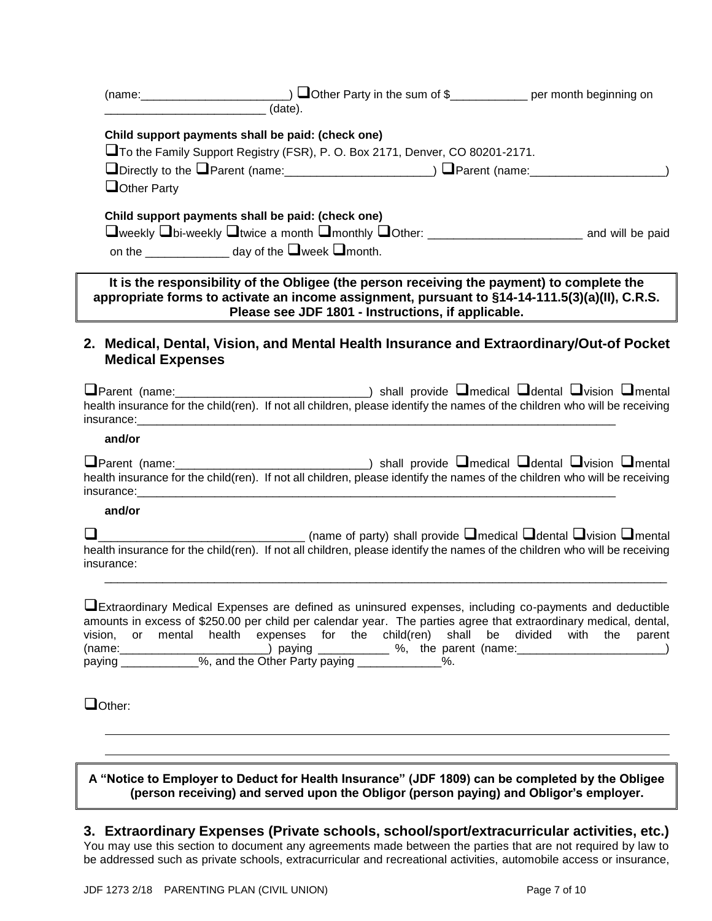(name:_______________________) ☐Other Party in the sum of $____________ per month beginning on _________________________ (date).

**Child support payments shall be paid: (check one)**

☐To the Family Support Registry (FSR), P. O. Box 2171, Denver, CO 80201-2171.

☐Directly to the ☐Parent (name:_______________________) ☐Parent (name:_____________________) ☐Other Party

**Child support payments shall be paid: (check one)**

☐weekly ☐bi-weekly ☐twice a month ☐monthly ☐Other: ________________________ and will be paid on the _____________ day of the ☐week ☐month.

> **It is the responsibility of the Obligee (the person receiving the payment) to complete the appropriate forms to activate an income assignment, pursuant to §14-14-111.5(3)(a)(II), C.R.S. Please see JDF 1801 - Instructions, if applicable.**

## 2. Medical, Dental, Vision, and Mental Health Insurance and Extraordinary/Out-of Pocket Medical Expenses

☐Parent (name:______________________________) shall provide ☐medical ☐dental ☐vision ☐mental health insurance for the child(ren). If not all children, please identify the names of the children who will be receiving insurance:_________________________________________________________________________________

**and/or**

☐Parent (name:______________________________) shall provide ☐medical ☐dental ☐vision ☐mental health insurance for the child(ren). If not all children, please identify the names of the children who will be receiving insurance:_________________________________________________________________________________

**and/or**

☐________________________________ (name of party) shall provide ☐medical ☐dental ☐vision ☐mental health insurance for the child(ren). If not all children, please identify the names of the children who will be receiving insurance:

_____________________________________________________________________________________________

☐Extraordinary Medical Expenses are defined as uninsured expenses, including co-payments and deductible amounts in excess of $250.00 per child per calendar year. The parties agree that extraordinary medical, dental, vision, or mental health expenses for the child(ren) shall be divided with the parent (name:_______________________) paying ___________ %, the parent (name:_______________________) paying ____________%, and the Other Party paying _____________%.

☐Other:

_____________________________________________________________________________________________

_____________________________________________________________________________________________

> **A "Notice to Employer to Deduct for Health Insurance" (JDF 1809) can be completed by the Obligee (person receiving) and served upon the Obligor (person paying) and Obligor's employer.**

## 3. Extraordinary Expenses (Private schools, school/sport/extracurricular activities, etc.)

You may use this section to document any agreements made between the parties that are not required by law to be addressed such as private schools, extracurricular and recreational activities, automobile access or insurance,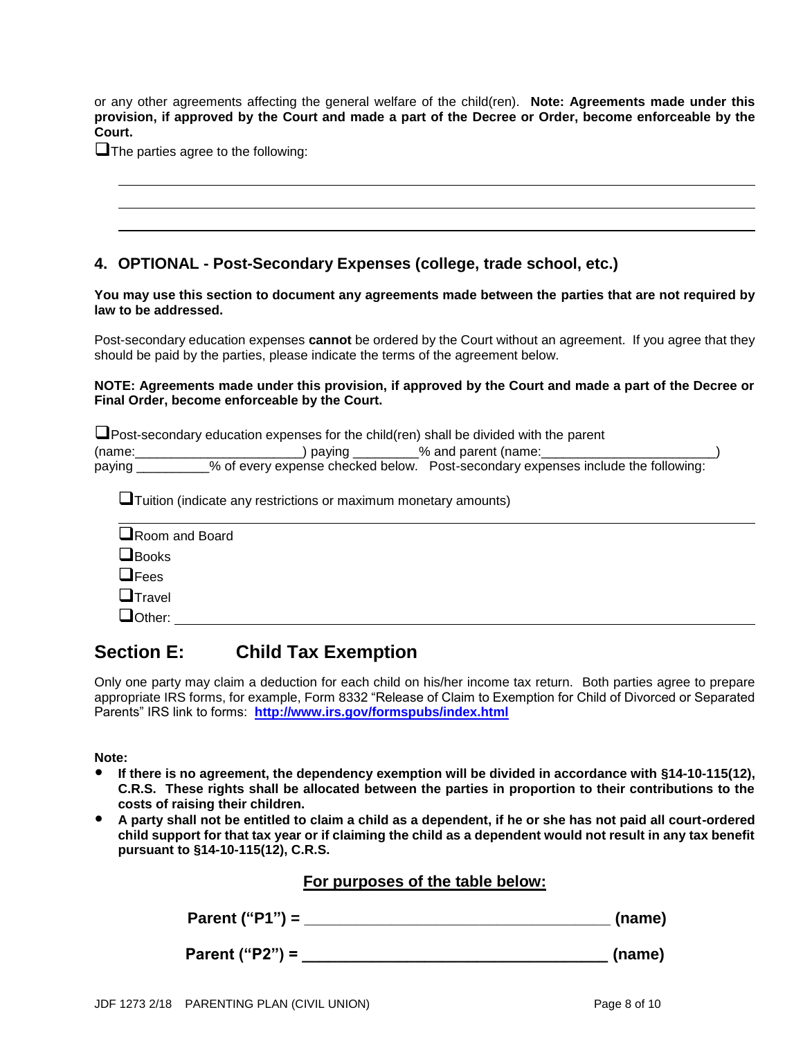or any other agreements affecting the general welfare of the child(ren). **Note: Agreements made under this provision, if approved by the Court and made a part of the Decree or Order, become enforceable by the Court.**

❑The parties agree to the following:

\_\_\_\_\_\_\_\_\_\_\_\_\_\_\_\_\_\_\_\_\_\_\_\_\_\_\_\_\_\_\_\_\_\_\_\_\_\_\_\_\_\_\_\_\_\_\_\_\_\_\_\_\_\_\_\_\_\_\_\_\_\_\_\_\_\_\_\_\_\_\_\_\_\_\_\_\_\_

\_\_\_\_\_\_\_\_\_\_\_\_\_\_\_\_\_\_\_\_\_\_\_\_\_\_\_\_\_\_\_\_\_\_\_\_\_\_\_\_\_\_\_\_\_\_\_\_\_\_\_\_\_\_\_\_\_\_\_\_\_\_\_\_\_\_\_\_\_\_\_\_\_\_\_\_\_\_

\_\_\_\_\_\_\_\_\_\_\_\_\_\_\_\_\_\_\_\_\_\_\_\_\_\_\_\_\_\_\_\_\_\_\_\_\_\_\_\_\_\_\_\_\_\_\_\_\_\_\_\_\_\_\_\_\_\_\_\_\_\_\_\_\_\_\_\_\_\_\_\_\_\_\_\_\_\_

### 4. OPTIONAL - Post-Secondary Expenses (college, trade school, etc.)

**You may use this section to document any agreements made between the parties that are not required by law to be addressed.**

Post-secondary education expenses **cannot** be ordered by the Court without an agreement. If you agree that they should be paid by the parties, please indicate the terms of the agreement below.

**NOTE: Agreements made under this provision, if approved by the Court and made a part of the Decree or Final Order, become enforceable by the Court.**

❑Post-secondary education expenses for the child(ren) shall be divided with the parent (name:\_\_\_\_\_\_\_\_\_\_\_\_\_\_\_\_\_\_\_\_\_\_\_) paying \_\_\_\_\_\_\_\_\_% and parent (name:\_\_\_\_\_\_\_\_\_\_\_\_\_\_\_\_\_\_\_\_\_\_\_\_) paying \_\_\_\_\_\_\_\_\_\_% of every expense checked below. Post-secondary expenses include the following:

❑Tuition (indicate any restrictions or maximum monetary amounts)

\_\_\_\_\_\_\_\_\_\_\_\_\_\_\_\_\_\_\_\_\_\_\_\_\_\_\_\_\_\_\_\_\_\_\_\_\_\_\_\_\_\_\_\_\_\_\_\_\_\_\_\_\_\_\_\_\_\_\_\_\_\_\_\_\_\_\_\_\_\_\_\_\_\_\_\_\_\_

❑Room and Board
❑Books
❑Fees
❑Travel
❑Other: \_\_\_\_\_\_\_\_\_\_\_\_\_\_\_\_\_\_\_\_\_\_\_\_\_\_\_\_\_\_\_\_\_\_\_\_\_\_\_\_\_\_\_\_\_\_\_\_\_\_\_\_\_\_\_\_\_\_\_\_\_\_\_\_\_\_\_\_\_\_

## Section E: Child Tax Exemption

Only one party may claim a deduction for each child on his/her income tax return. Both parties agree to prepare appropriate IRS forms, for example, Form 8332 "Release of Claim to Exemption for Child of Divorced or Separated Parents" IRS link to forms: **http://www.irs.gov/formspubs/index.html**

**Note:**

- **If there is no agreement, the dependency exemption will be divided in accordance with §14-10-115(12), C.R.S. These rights shall be allocated between the parties in proportion to their contributions to the costs of raising their children.**
- **A party shall not be entitled to claim a child as a dependent, if he or she has not paid all court-ordered child support for that tax year or if claiming the child as a dependent would not result in any tax benefit pursuant to §14-10-115(12), C.R.S.**

**For purposes of the table below:**

**Parent ("P1") = \_\_\_\_\_\_\_\_\_\_\_\_\_\_\_\_\_\_\_\_\_\_\_\_\_\_\_\_\_\_\_\_\_\_\_\_ (name)**

**Parent ("P2") = \_\_\_\_\_\_\_\_\_\_\_\_\_\_\_\_\_\_\_\_\_\_\_\_\_\_\_\_\_\_\_\_\_\_\_\_ (name)**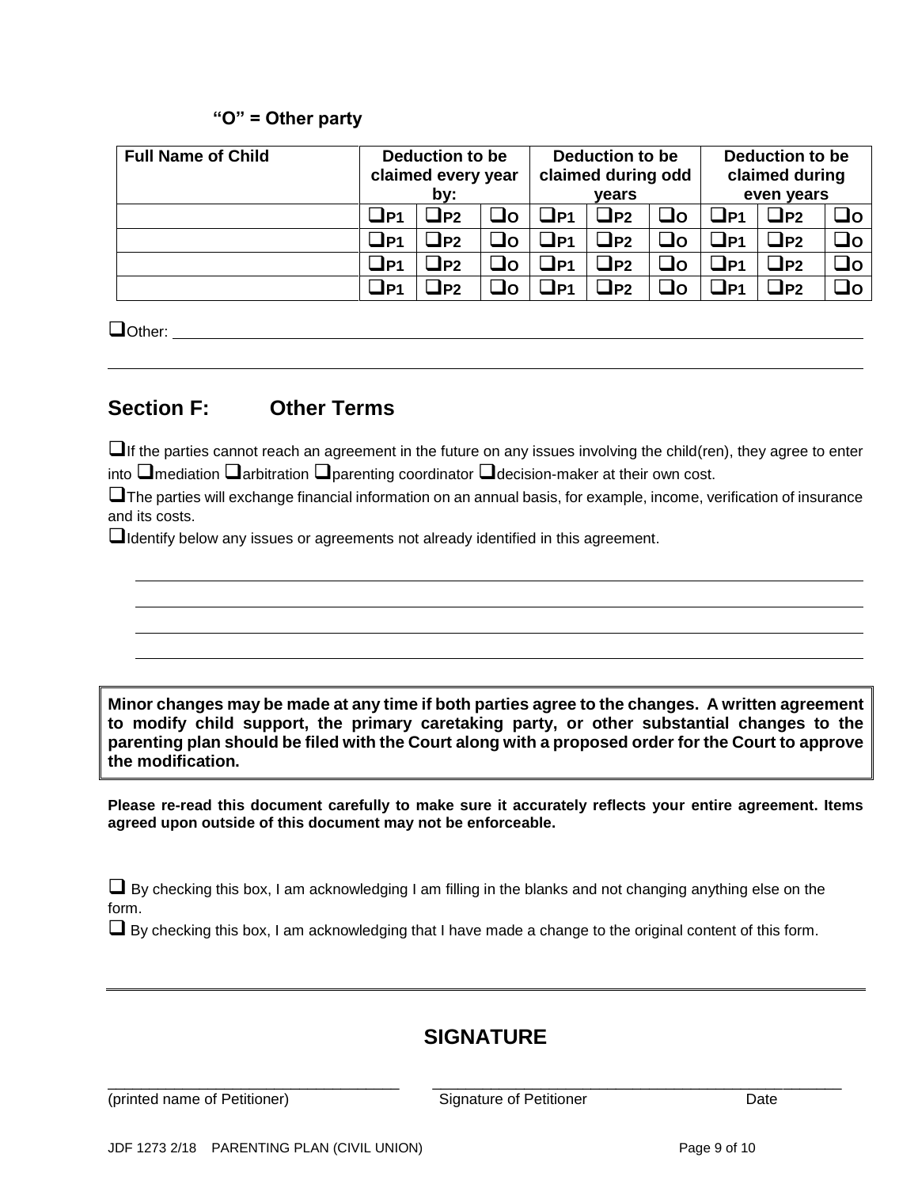**"O" = Other party**

| Full Name of Child | Deduction to be claimed every year by: | | | Deduction to be claimed during odd years | | | Deduction to be claimed during even years | | |
|---|---|---|---|---|---|---|---|---|---|
| | ❑P1 | ❑P2 | ❑O | ❑P1 | ❑P2 | ❑O | ❑P1 | ❑P2 | ❑O |
| | ❑P1 | ❑P2 | ❑O | ❑P1 | ❑P2 | ❑O | ❑P1 | ❑P2 | ❑O |
| | ❑P1 | ❑P2 | ❑O | ❑P1 | ❑P2 | ❑O | ❑P1 | ❑P2 | ❑O |
| | ❑P1 | ❑P2 | ❑O | ❑P1 | ❑P2 | ❑O | ❑P1 | ❑P2 | ❑O |

❑Other: ______________________________________________________________________________

______________________________________________________________________________

## Section F: Other Terms

❑If the parties cannot reach an agreement in the future on any issues involving the child(ren), they agree to enter into ❑mediation ❑arbitration ❑parenting coordinator ❑decision-maker at their own cost.

❑The parties will exchange financial information on an annual basis, for example, income, verification of insurance and its costs.

❑Identify below any issues or agreements not already identified in this agreement.

______________________________________________________________________________

______________________________________________________________________________

______________________________________________________________________________

______________________________________________________________________________

**Minor changes may be made at any time if both parties agree to the changes. A written agreement to modify child support, the primary caretaking party, or other substantial changes to the parenting plan should be filed with the Court along with a proposed order for the Court to approve the modification.**

**Please re-read this document carefully to make sure it accurately reflects your entire agreement. Items agreed upon outside of this document may not be enforceable.**

❑ By checking this box, I am acknowledging I am filling in the blanks and not changing anything else on the form.

❑ By checking this box, I am acknowledging that I have made a change to the original content of this form.

## SIGNATURE

\_\_\_\_\_\_\_\_\_\_\_\_\_\_\_\_\_\_\_\_\_\_\_\_\_\_\_\_\_\_\_\_\_\_\_ \_\_\_\_\_\_\_\_\_\_\_\_\_\_\_\_\_\_\_\_\_\_\_\_\_\_\_\_\_\_\_\_\_\_\_\_\_\_\_\_\_\_\_\_\_\_\_\_\_
(printed name of Petitioner) Signature of Petitioner Date

JDF 1273 2/18 PARENTING PLAN (CIVIL UNION)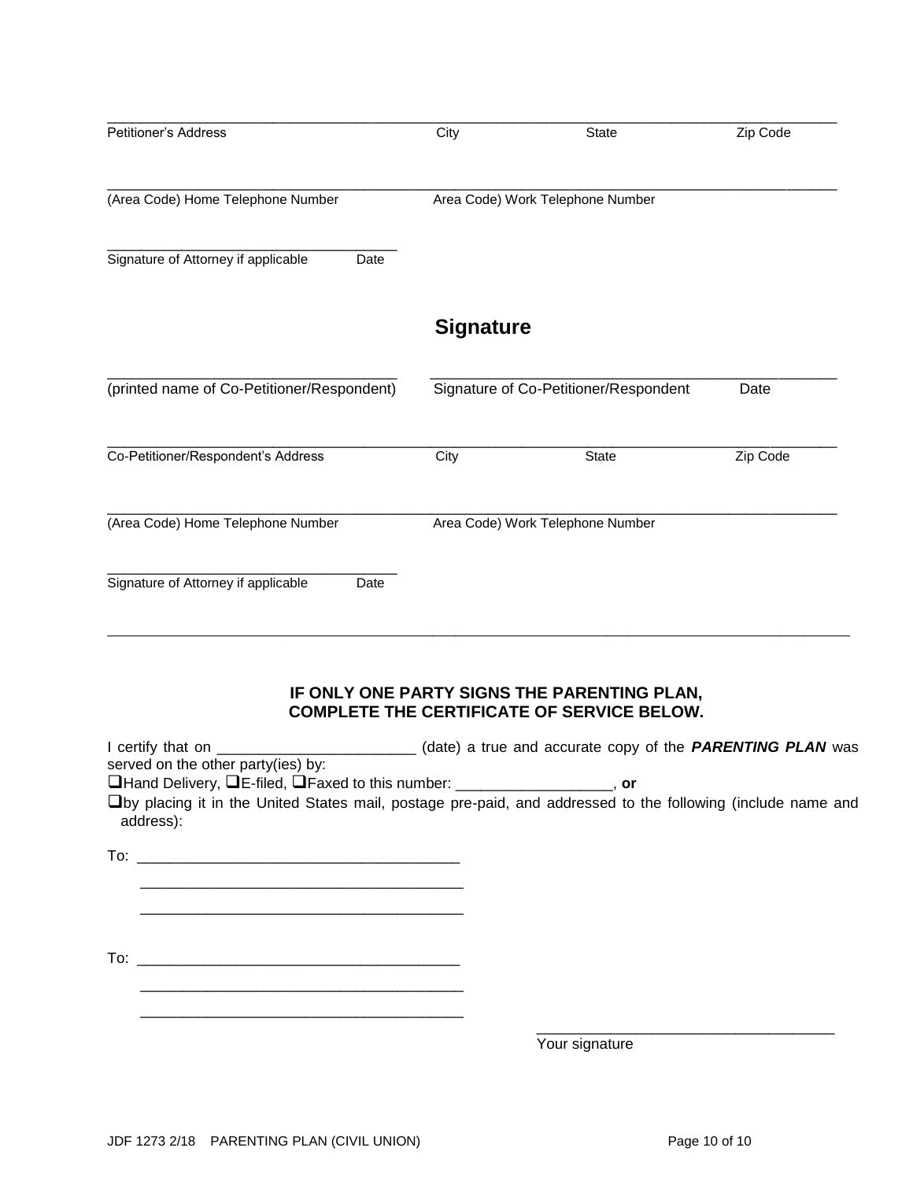_______________________________________________________________________________________________

Petitioner's Address | City | State | Zip Code

_______________________________________________________________________________________________

(Area Code) Home Telephone Number | Area Code) Work Telephone Number

_______________________________________

Signature of Attorney if applicable Date

## Signature

_______________________________________ _______________________________________________

(printed name of Co-Petitioner/Respondent) | Signature of Co-Petitioner/Respondent | Date

_______________________________________________________________________________________________

Co-Petitioner/Respondent's Address | City | State | Zip Code

_______________________________________________________________________________________________

(Area Code) Home Telephone Number | Area Code) Work Telephone Number

_______________________________________

Signature of Attorney if applicable Date

_______________________________________________________________________________________________

**IF ONLY ONE PARTY SIGNS THE PARENTING PLAN,**
**COMPLETE THE CERTIFICATE OF SERVICE BELOW.**

I certify that on ________________________ (date) a true and accurate copy of the ***PARENTING PLAN*** was served on the other party(ies) by:

❑Hand Delivery, ❑E-filed, ❑Faxed to this number: ___________________, **or**

❑by placing it in the United States mail, postage pre-paid, and addressed to the following (include name and address):

To: _______________________________________

_______________________________________

_______________________________________

To: _______________________________________

_______________________________________

_______________________________________

_______________________________________

Your signature